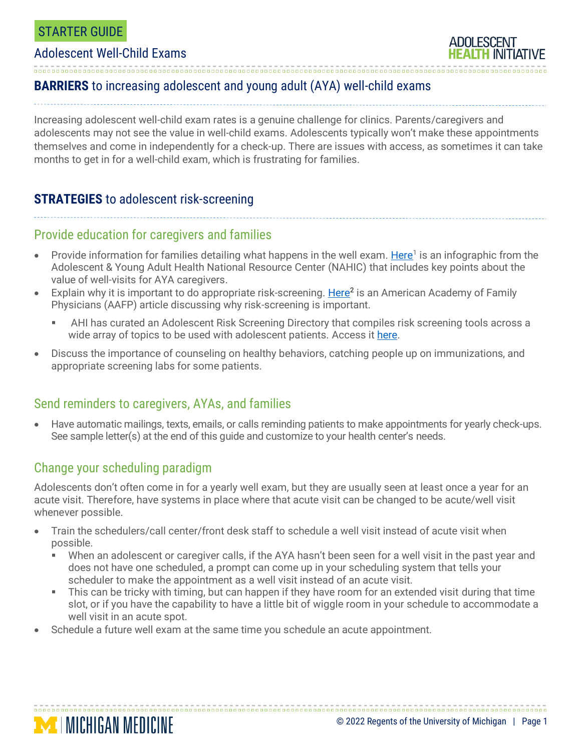STARTER GUIDE

# Adolescent Well-Child Exams

## **BARRIERS** to increasing adolescent and young adult (AYA) well-child exams

Increasing adolescent well-child exam rates is a genuine challenge for clinics. Parents/caregivers and adolescents may not see the value in well-child exams. Adolescents typically won't make these appointments themselves and come in independently for a check-up. There are issues with access, as sometimes it can take months to get in for a well-child exam, which is frustrating for families.

## **STRATEGIES** to adolescent risk-screening

### Provide education for caregivers and families

- Provide information for families detailing what happens in the well exam. Here[1] is an infographic from the Adolescent & Young Adult Health National Resource Center (NAHIC) that includes key points about the value of well-visits for AYA caregivers.
- Explain why it is important to do appropriate risk-screening. Here[2] is an American Academy of Family Physicians (AAFP) article discussing why risk-screening is important.
  - AHI has curated an Adolescent Risk Screening Directory that compiles risk screening tools across a wide array of topics to be used with adolescent patients. Access it here.
- Discuss the importance of counseling on healthy behaviors, catching people up on immunizations, and appropriate screening labs for some patients.

### Send reminders to caregivers, AYAs, and families

- Have automatic mailings, texts, emails, or calls reminding patients to make appointments for yearly check-ups. See sample letter(s) at the end of this guide and customize to your health center's needs.

### Change your scheduling paradigm

Adolescents don't often come in for a yearly well exam, but they are usually seen at least once a year for an acute visit. Therefore, have systems in place where that acute visit can be changed to be acute/well visit whenever possible.

- Train the schedulers/call center/front desk staff to schedule a well visit instead of acute visit when possible.
  - When an adolescent or caregiver calls, if the AYA hasn't been seen for a well visit in the past year and does not have one scheduled, a prompt can come up in your scheduling system that tells your scheduler to make the appointment as a well visit instead of an acute visit.
  - This can be tricky with timing, but can happen if they have room for an extended visit during that time slot, or if you have the capability to have a little bit of wiggle room in your schedule to accommodate a well visit in an acute spot.
- Schedule a future well exam at the same time you schedule an acute appointment.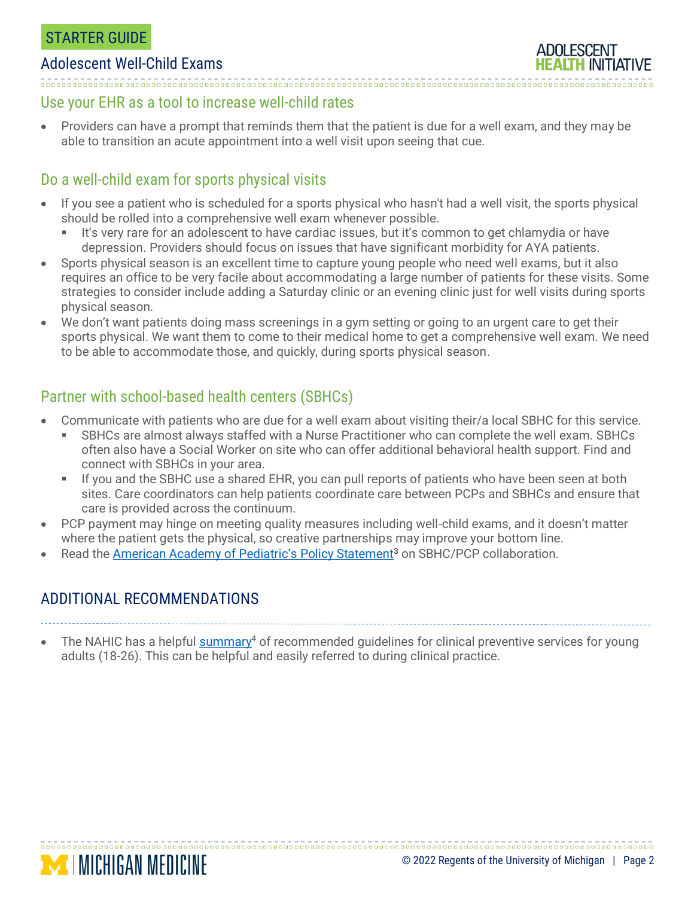## Use your EHR as a tool to increase well-child rates

- Providers can have a prompt that reminds them that the patient is due for a well exam, and they may be able to transition an acute appointment into a well visit upon seeing that cue.

## Do a well-child exam for sports physical visits

- If you see a patient who is scheduled for a sports physical who hasn't had a well visit, the sports physical should be rolled into a comprehensive well exam whenever possible.
  - It's very rare for an adolescent to have cardiac issues, but it's common to get chlamydia or have depression. Providers should focus on issues that have significant morbidity for AYA patients.
- Sports physical season is an excellent time to capture young people who need well exams, but it also requires an office to be very facile about accommodating a large number of patients for these visits. Some strategies to consider include adding a Saturday clinic or an evening clinic just for well visits during sports physical season.
- We don't want patients doing mass screenings in a gym setting or going to an urgent care to get their sports physical. We want them to come to their medical home to get a comprehensive well exam. We need to be able to accommodate those, and quickly, during sports physical season.

## Partner with school-based health centers (SBHCs)

- Communicate with patients who are due for a well exam about visiting their/a local SBHC for this service.
  - SBHCs are almost always staffed with a Nurse Practitioner who can complete the well exam. SBHCs often also have a Social Worker on site who can offer additional behavioral health support. Find and connect with SBHCs in your area.
  - If you and the SBHC use a shared EHR, you can pull reports of patients who have been seen at both sites. Care coordinators can help patients coordinate care between PCPs and SBHCs and ensure that care is provided across the continuum.
- PCP payment may hinge on meeting quality measures including well-child exams, and it doesn't matter where the patient gets the physical, so creative partnerships may improve your bottom line.
- Read the American Academy of Pediatric's Policy Statement[3] on SBHC/PCP collaboration.

## ADDITIONAL RECOMMENDATIONS

- The NAHIC has a helpful summary[4] of recommended guidelines for clinical preventive services for young adults (18-26). This can be helpful and easily referred to during clinical practice.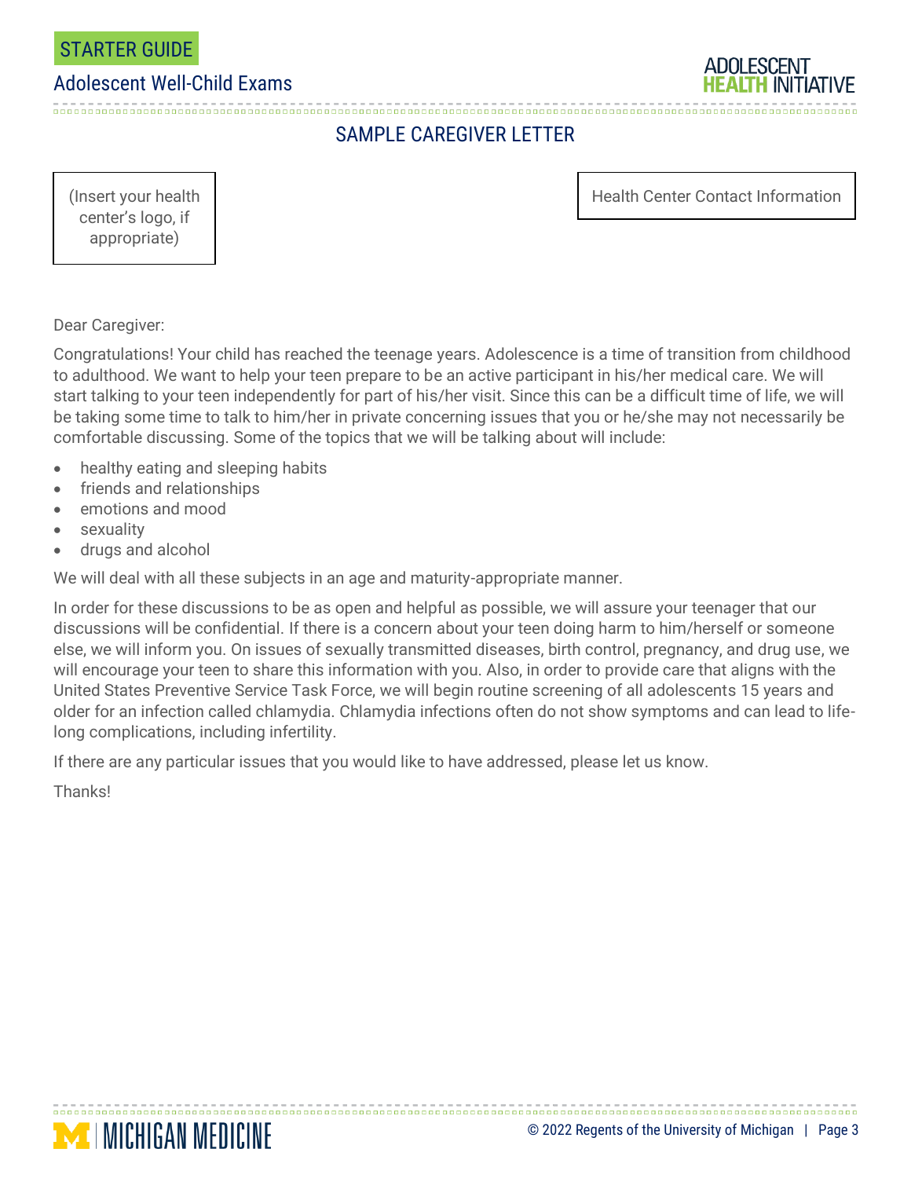## SAMPLE CAREGIVER LETTER

(Insert your health center's logo, if appropriate)

Health Center Contact Information

Dear Caregiver:

Congratulations! Your child has reached the teenage years. Adolescence is a time of transition from childhood to adulthood. We want to help your teen prepare to be an active participant in his/her medical care. We will start talking to your teen independently for part of his/her visit. Since this can be a difficult time of life, we will be taking some time to talk to him/her in private concerning issues that you or he/she may not necessarily be comfortable discussing. Some of the topics that we will be talking about will include:

- healthy eating and sleeping habits
- friends and relationships
- emotions and mood
- sexuality
- drugs and alcohol

We will deal with all these subjects in an age and maturity-appropriate manner.

In order for these discussions to be as open and helpful as possible, we will assure your teenager that our discussions will be confidential. If there is a concern about your teen doing harm to him/herself or someone else, we will inform you. On issues of sexually transmitted diseases, birth control, pregnancy, and drug use, we will encourage your teen to share this information with you. Also, in order to provide care that aligns with the United States Preventive Service Task Force, we will begin routine screening of all adolescents 15 years and older for an infection called chlamydia. Chlamydia infections often do not show symptoms and can lead to life-long complications, including infertility.

If there are any particular issues that you would like to have addressed, please let us know.

Thanks!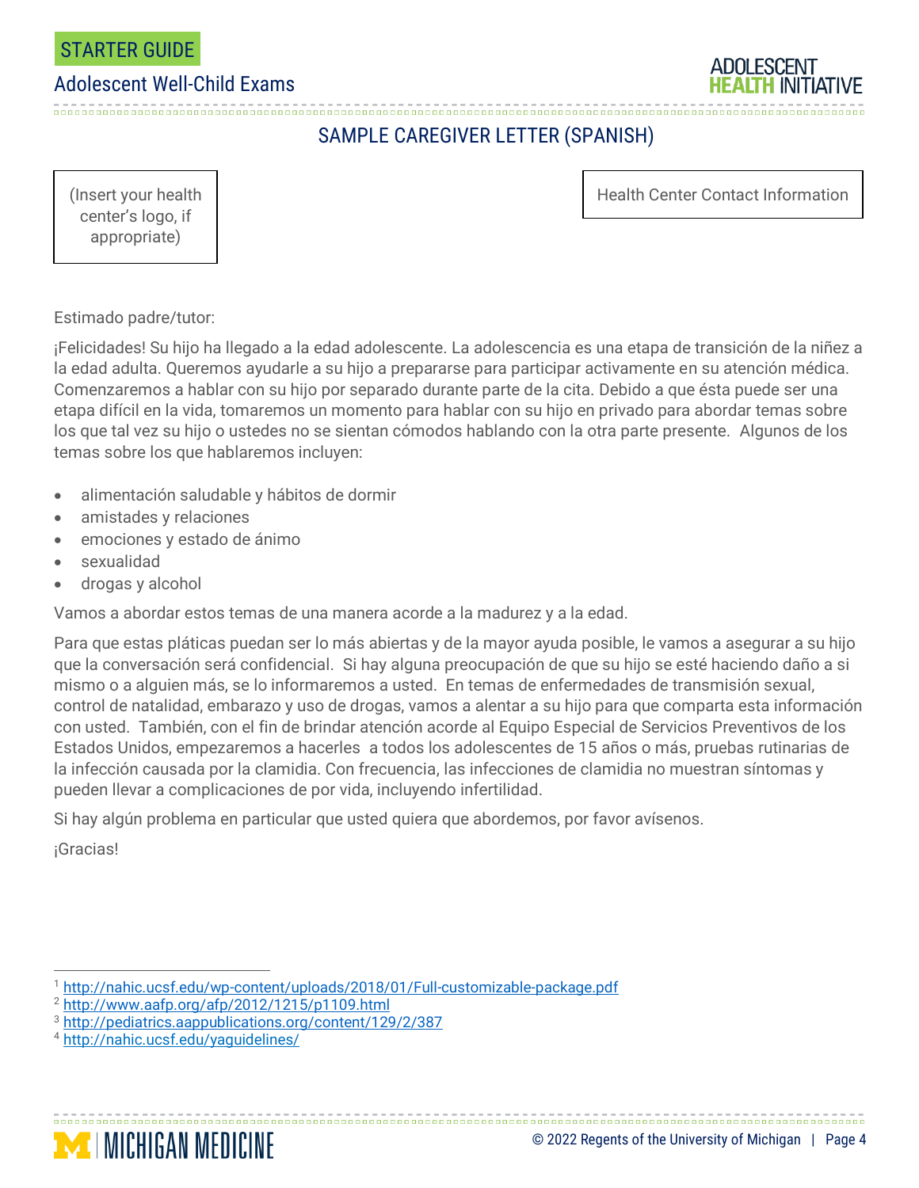## SAMPLE CAREGIVER LETTER (SPANISH)

(Insert your health center's logo, if appropriate)

Health Center Contact Information

Estimado padre/tutor:

¡Felicidades! Su hijo ha llegado a la edad adolescente. La adolescencia es una etapa de transición de la niñez a la edad adulta. Queremos ayudarle a su hijo a prepararse para participar activamente en su atención médica. Comenzaremos a hablar con su hijo por separado durante parte de la cita. Debido a que ésta puede ser una etapa difícil en la vida, tomaremos un momento para hablar con su hijo en privado para abordar temas sobre los que tal vez su hijo o ustedes no se sientan cómodos hablando con la otra parte presente. Algunos de los temas sobre los que hablaremos incluyen:

- alimentación saludable y hábitos de dormir
- amistades y relaciones
- emociones y estado de ánimo
- sexualidad
- drogas y alcohol

Vamos a abordar estos temas de una manera acorde a la madurez y a la edad.

Para que estas pláticas puedan ser lo más abiertas y de la mayor ayuda posible, le vamos a asegurar a su hijo que la conversación será confidencial. Si hay alguna preocupación de que su hijo se esté haciendo daño a si mismo o a alguien más, se lo informaremos a usted. En temas de enfermedades de transmisión sexual, control de natalidad, embarazo y uso de drogas, vamos a alentar a su hijo para que comparta esta información con usted. También, con el fin de brindar atención acorde al Equipo Especial de Servicios Preventivos de los Estados Unidos, empezaremos a hacerles a todos los adolescentes de 15 años o más, pruebas rutinarias de la infección causada por la clamidia. Con frecuencia, las infecciones de clamidia no muestran síntomas y pueden llevar a complicaciones de por vida, incluyendo infertilidad.

Si hay algún problema en particular que usted quiera que abordemos, por favor avísenos.

¡Gracias!

[1] http://nahic.ucsf.edu/wp-content/uploads/2018/01/Full-customizable-package.pdf
[2] http://www.aafp.org/afp/2012/1215/p1109.html
[3] http://pediatrics.aappublications.org/content/129/2/387
[4] http://nahic.ucsf.edu/yaguidelines/